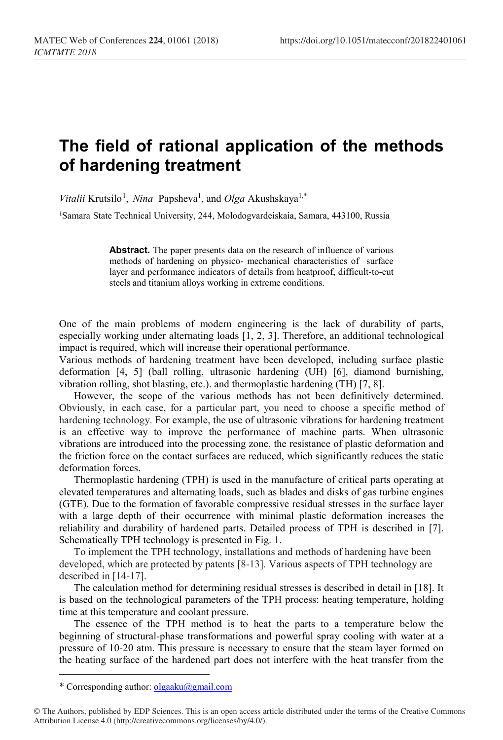# The field of rational application of the methods of hardening treatment

*Vitalii* Krutsilo[1], *Nina* Papsheva[1], and *Olga* Akushskaya[1,*]

[1]Samara State Technical University, 244, Molodogvardeiskaia, Samara, 443100, Russia

**Abstract.** The paper presents data on the research of influence of various methods of hardening on physico- mechanical characteristics of surface layer and performance indicators of details from heatproof, difficult-to-cut steels and titanium alloys working in extreme conditions.

One of the main problems of modern engineering is the lack of durability of parts, especially working under alternating loads [1, 2, 3]. Therefore, an additional technological impact is required, which will increase their operational performance.

Various methods of hardening treatment have been developed, including surface plastic deformation [4, 5] (ball rolling, ultrasonic hardening (UH) [6], diamond burnishing, vibration rolling, shot blasting, etc.). and thermoplastic hardening (TH) [7, 8].

However, the scope of the various methods has not been definitively determined. Obviously, in each case, for a particular part, you need to choose a specific method of hardening technology. For example, the use of ultrasonic vibrations for hardening treatment is an effective way to improve the performance of machine parts. When ultrasonic vibrations are introduced into the processing zone, the resistance of plastic deformation and the friction force on the contact surfaces are reduced, which significantly reduces the static deformation forces.

Thermoplastic hardening (TPH) is used in the manufacture of critical parts operating at elevated temperatures and alternating loads, such as blades and disks of gas turbine engines (GTE). Due to the formation of favorable compressive residual stresses in the surface layer with a large depth of their occurrence with minimal plastic deformation increases the reliability and durability of hardened parts. Detailed process of TPH is described in [7]. Schematically TPH technology is presented in Fig. 1.

To implement the TPH technology, installations and methods of hardening have been developed, which are protected by patents [8-13]. Various aspects of TPH technology are described in [14-17].

The calculation method for determining residual stresses is described in detail in [18]. It is based on the technological parameters of the TPH process: heating temperature, holding time at this temperature and coolant pressure.

The essence of the TPH method is to heat the parts to a temperature below the beginning of structural-phase transformations and powerful spray cooling with water at a pressure of 10-20 atm. This pressure is necessary to ensure that the steam layer formed on the heating surface of the hardened part does not interfere with the heat transfer from the

---

* Corresponding author: olgaaku@gmail.com

© The Authors, published by EDP Sciences. This is an open access article distributed under the terms of the Creative Commons Attribution License 4.0 (http://creativecommons.org/licenses/by/4.0/).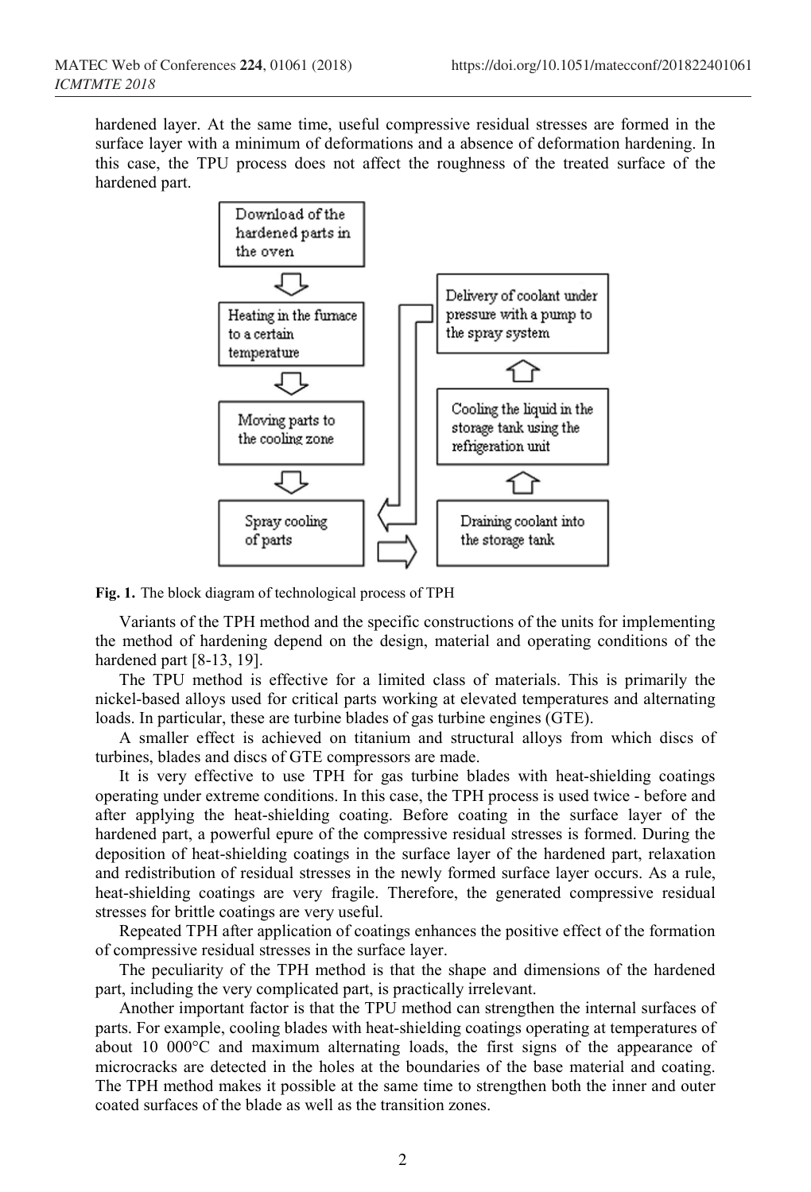hardened layer. At the same time, useful compressive residual stresses are formed in the surface layer with a minimum of deformations and a absence of deformation hardening. In this case, the TPU process does not affect the roughness of the treated surface of the hardened part.

Download of the hardened parts in the oven

Heating in the furnace to a certain temperature

Moving parts to the cooling zone

Spray cooling of parts

Draining coolant into the storage tank

Cooling the liquid in the storage tank using the refrigeration unit

Delivery of coolant under pressure with a pump to the spray system

**Fig. 1.** The block diagram of technological process of TPH

Variants of the TPH method and the specific constructions of the units for implementing the method of hardening depend on the design, material and operating conditions of the hardened part [8-13, 19].

The TPU method is effective for a limited class of materials. This is primarily the nickel-based alloys used for critical parts working at elevated temperatures and alternating loads. In particular, these are turbine blades of gas turbine engines (GTE).

A smaller effect is achieved on titanium and structural alloys from which discs of turbines, blades and discs of GTE compressors are made.

It is very effective to use TPH for gas turbine blades with heat-shielding coatings operating under extreme conditions. In this case, the TPH process is used twice - before and after applying the heat-shielding coating. Before coating in the surface layer of the hardened part, a powerful epure of the compressive residual stresses is formed. During the deposition of heat-shielding coatings in the surface layer of the hardened part, relaxation and redistribution of residual stresses in the newly formed surface layer occurs. As a rule, heat-shielding coatings are very fragile. Therefore, the generated compressive residual stresses for brittle coatings are very useful.

Repeated TPH after application of coatings enhances the positive effect of the formation of compressive residual stresses in the surface layer.

The peculiarity of the TPH method is that the shape and dimensions of the hardened part, including the very complicated part, is practically irrelevant.

Another important factor is that the TPU method can strengthen the internal surfaces of parts. For example, cooling blades with heat-shielding coatings operating at temperatures of about 10 000°C and maximum alternating loads, the first signs of the appearance of microcracks are detected in the holes at the boundaries of the base material and coating. The TPH method makes it possible at the same time to strengthen both the inner and outer coated surfaces of the blade as well as the transition zones.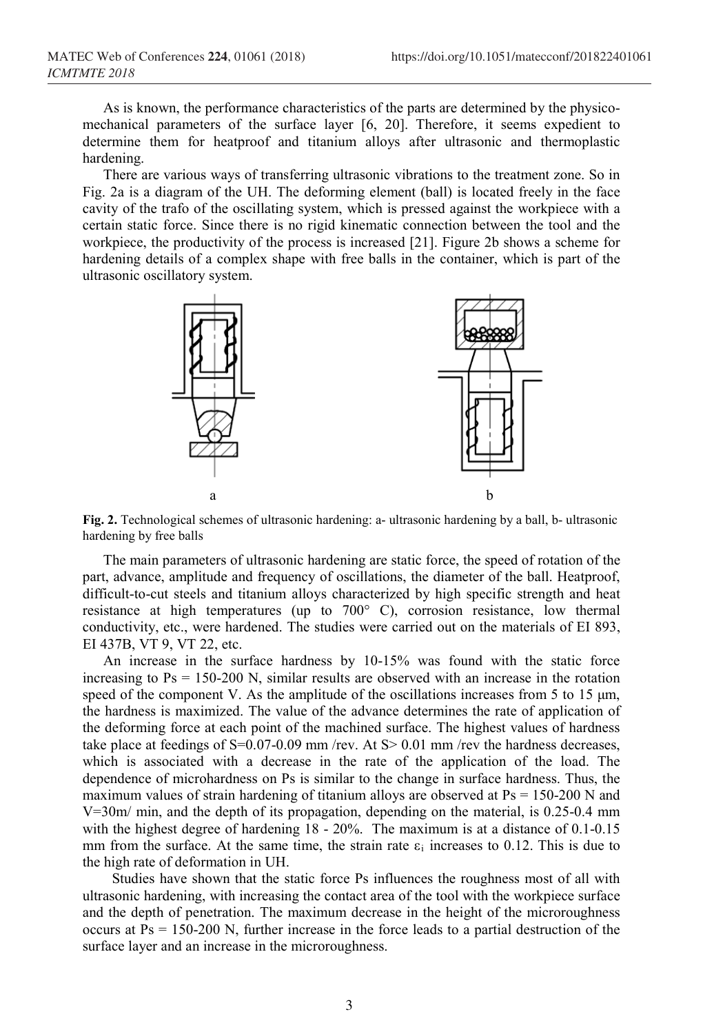As is known, the performance characteristics of the parts are determined by the physico-mechanical parameters of the surface layer [6, 20]. Therefore, it seems expedient to determine them for heatproof and titanium alloys after ultrasonic and thermoplastic hardening.

There are various ways of transferring ultrasonic vibrations to the treatment zone. So in Fig. 2a is a diagram of the UH. The deforming element (ball) is located freely in the face cavity of the trafo of the oscillating system, which is pressed against the workpiece with a certain static force. Since there is no rigid kinematic connection between the tool and the workpiece, the productivity of the process is increased [21]. Figure 2b shows a scheme for hardening details of a complex shape with free balls in the container, which is part of the ultrasonic oscillatory system.

**Fig. 2.** Technological schemes of ultrasonic hardening: a- ultrasonic hardening by a ball, b- ultrasonic hardening by free balls

The main parameters of ultrasonic hardening are static force, the speed of rotation of the part, advance, amplitude and frequency of oscillations, the diameter of the ball. Heatproof, difficult-to-cut steels and titanium alloys characterized by high specific strength and heat resistance at high temperatures (up to 700° C), corrosion resistance, low thermal conductivity, etc., were hardened. The studies were carried out on the materials of EI 893, EI 437B, VT 9, VT 22, etc.

An increase in the surface hardness by 10-15% was found with the static force increasing to Ps = 150-200 N, similar results are observed with an increase in the rotation speed of the component V. As the amplitude of the oscillations increases from 5 to 15 μm, the hardness is maximized. The value of the advance determines the rate of application of the deforming force at each point of the machined surface. The highest values of hardness take place at feedings of S=0.07-0.09 mm /rev. At S> 0.01 mm /rev the hardness decreases, which is associated with a decrease in the rate of the application of the load. The dependence of microhardness on Ps is similar to the change in surface hardness. Thus, the maximum values of strain hardening of titanium alloys are observed at Ps = 150-200 N and V=30m/ min, and the depth of its propagation, depending on the material, is 0.25-0.4 mm with the highest degree of hardening 18 - 20%. The maximum is at a distance of 0.1-0.15 mm from the surface. At the same time, the strain rate $\varepsilon_i$ increases to 0.12. This is due to the high rate of deformation in UH.

Studies have shown that the static force Ps influences the roughness most of all with ultrasonic hardening, with increasing the contact area of the tool with the workpiece surface and the depth of penetration. The maximum decrease in the height of the microroughness occurs at Ps = 150-200 N, further increase in the force leads to a partial destruction of the surface layer and an increase in the microroughness.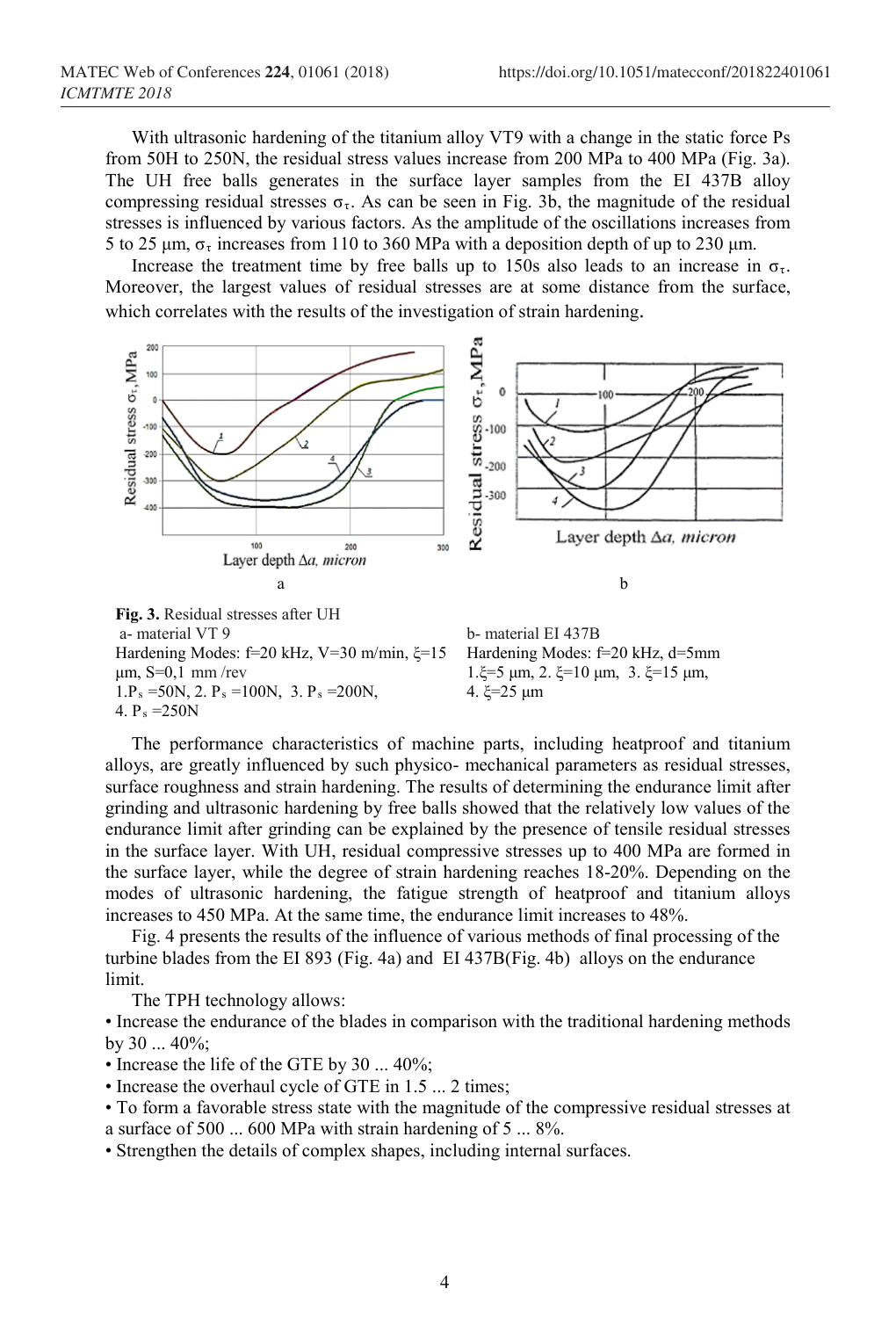With ultrasonic hardening of the titanium alloy VT9 with a change in the static force Ps from 50H to 250N, the residual stress values increase from 200 MPa to 400 MPa (Fig. 3a). The UH free balls generates in the surface layer samples from the EI 437B alloy compressing residual stresses $\sigma_\tau$. As can be seen in Fig. 3b, the magnitude of the residual stresses is influenced by various factors. As the amplitude of the oscillations increases from 5 to 25 μm, $\sigma_\tau$ increases from 110 to 360 MPa with a deposition depth of up to 230 μm.

Increase the treatment time by free balls up to 150s also leads to an increase in $\sigma_\tau$. Moreover, the largest values of residual stresses are at some distance from the surface, which correlates with the results of the investigation of strain hardening.

**Fig. 3.** Residual stresses after UH
a- material VT 9
Hardening Modes: f=20 kHz, V=30 m/min, ξ=15 μm, S=0,1 mm /rev
1.$P_s$ =50N, 2. $P_s$ =100N, 3. $P_s$ =200N, 4. $P_s$ =250N
b- material EI 437B
Hardening Modes: f=20 kHz, d=5mm
1.ξ=5 μm, 2. ξ=10 μm, 3. ξ=15 μm, 4. ξ=25 μm

The performance characteristics of machine parts, including heatproof and titanium alloys, are greatly influenced by such physico- mechanical parameters as residual stresses, surface roughness and strain hardening. The results of determining the endurance limit after grinding and ultrasonic hardening by free balls showed that the relatively low values of the endurance limit after grinding can be explained by the presence of tensile residual stresses in the surface layer. With UH, residual compressive stresses up to 400 MPa are formed in the surface layer, while the degree of strain hardening reaches 18-20%. Depending on the modes of ultrasonic hardening, the fatigue strength of heatproof and titanium alloys increases to 450 MPa. At the same time, the endurance limit increases to 48%.

Fig. 4 presents the results of the influence of various methods of final processing of the turbine blades from the EI 893 (Fig. 4a) and EI 437B(Fig. 4b) alloys on the endurance limit.

The TPH technology allows:

- Increase the endurance of the blades in comparison with the traditional hardening methods by 30 ... 40%;
- Increase the life of the GTE by 30 ... 40%;
- Increase the overhaul cycle of GTE in 1.5 ... 2 times;
- To form a favorable stress state with the magnitude of the compressive residual stresses at a surface of 500 ... 600 MPa with strain hardening of 5 ... 8%.
- Strengthen the details of complex shapes, including internal surfaces.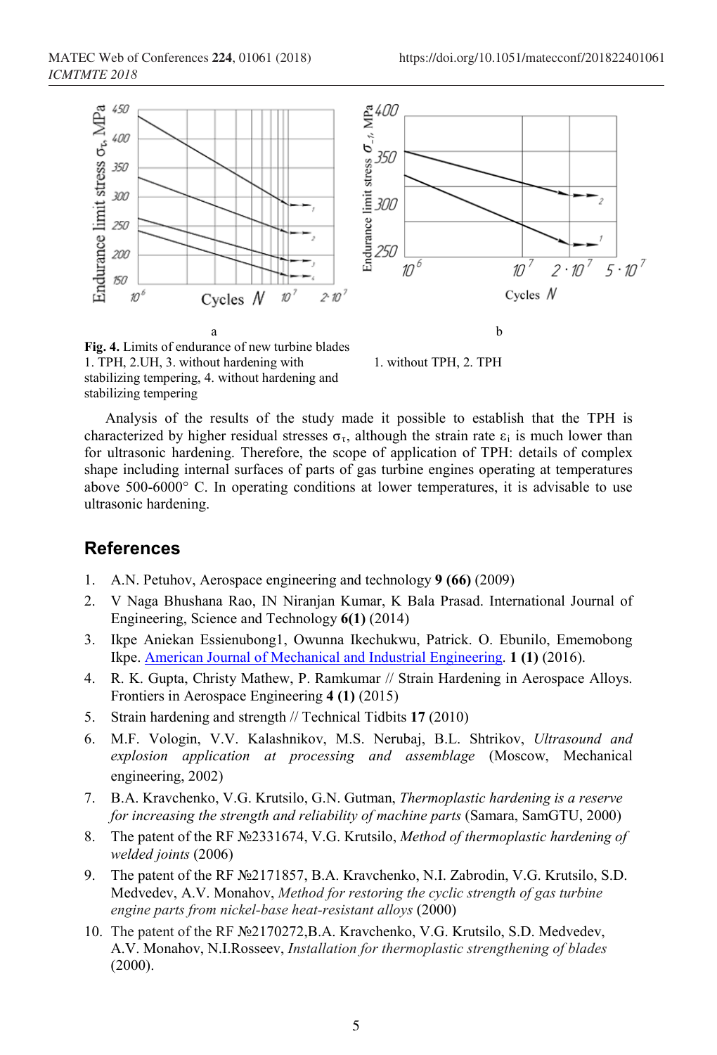**Fig. 4.** Limits of endurance of new turbine blades

a: 1. TPH, 2. UH, 3. without hardening with stabilizing tempering, 4. without hardening and stabilizing tempering

b: 1. without TPH, 2. TPH

Analysis of the results of the study made it possible to establish that the TPH is characterized by higher residual stresses $\sigma_\tau$, although the strain rate $\varepsilon_i$ is much lower than for ultrasonic hardening. Therefore, the scope of application of TPH: details of complex shape including internal surfaces of parts of gas turbine engines operating at temperatures above 500-6000° C. In operating conditions at lower temperatures, it is advisable to use ultrasonic hardening.

## References

1. A.N. Petuhov, Aerospace engineering and technology **9 (66)** (2009)
2. V Naga Bhushana Rao, IN Niranjan Kumar, K Bala Prasad. International Journal of Engineering, Science and Technology **6(1)** (2014)
3. Ikpe Aniekan Essienubong1, Owunna Ikechukwu, Patrick. O. Ebunilo, Ememobong Ikpe. American Journal of Mechanical and Industrial Engineering. **1 (1)** (2016).
4. R. K. Gupta, Christy Mathew, P. Ramkumar // Strain Hardening in Aerospace Alloys. Frontiers in Aerospace Engineering **4 (1)** (2015)
5. Strain hardening and strength // Technical Tidbits **17** (2010)
6. M.F. Vologin, V.V. Kalashnikov, M.S. Nerubaj, B.L. Shtrikov, *Ultrasound and explosion application at processing and assemblage* (Moscow, Mechanical engineering, 2002)
7. B.A. Kravchenko, V.G. Krutsilo, G.N. Gutman, *Thermoplastic hardening is a reserve for increasing the strength and reliability of machine parts* (Samara, SamGTU, 2000)
8. The patent of the RF №2331674, V.G. Krutsilo, *Method of thermoplastic hardening of welded joints* (2006)
9. The patent of the RF №2171857, B.A. Kravchenko, N.I. Zabrodin, V.G. Krutsilo, S.D. Medvedev, A.V. Monahov, *Method for restoring the cyclic strength of gas turbine engine parts from nickel-base heat-resistant alloys* (2000)
10. The patent of the RF №2170272,B.A. Kravchenko, V.G. Krutsilo, S.D. Medvedev, A.V. Monahov, N.I.Rosseev, *Installation for thermoplastic strengthening of blades* (2000).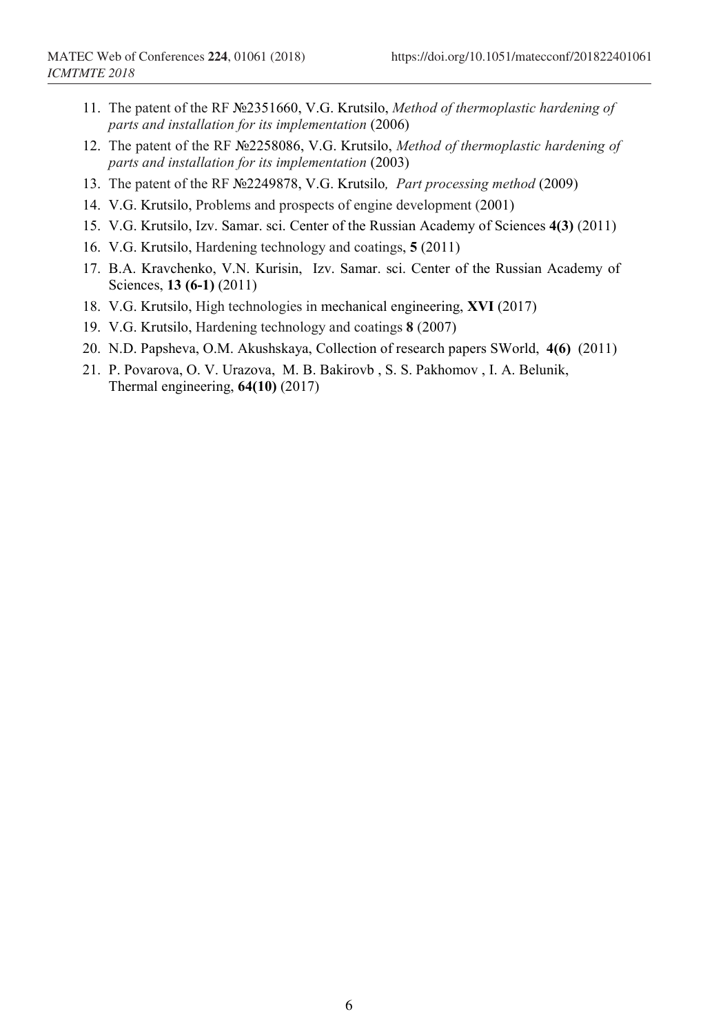11. The patent of the RF №2351660, V.G. Krutsilo, *Method of thermoplastic hardening of parts and installation for its implementation* (2006)
12. The patent of the RF №2258086, V.G. Krutsilo, *Method of thermoplastic hardening of parts and installation for its implementation* (2003)
13. The patent of the RF №2249878, V.G. Krutsilo, *Part processing method* (2009)
14. V.G. Krutsilo, Problems and prospects of engine development (2001)
15. V.G. Krutsilo, Izv. Samar. sci. Center of the Russian Academy of Sciences **4(3)** (2011)
16. V.G. Krutsilo, Hardening technology and coatings, **5** (2011)
17. B.A. Kravchenko, V.N. Kurisin, Izv. Samar. sci. Center of the Russian Academy of Sciences, **13 (6-1)** (2011)
18. V.G. Krutsilo, High technologies in mechanical engineering, **XVI** (2017)
19. V.G. Krutsilo, Hardening technology and coatings **8** (2007)
20. N.D. Papsheva, O.M. Akushskaya, Collection of research papers SWorld, **4(6)** (2011)
21. P. Povarova, O. V. Urazova, M. B. Bakirovb , S. S. Pakhomov , I. A. Belunik, Thermal engineering, **64(10)** (2017)